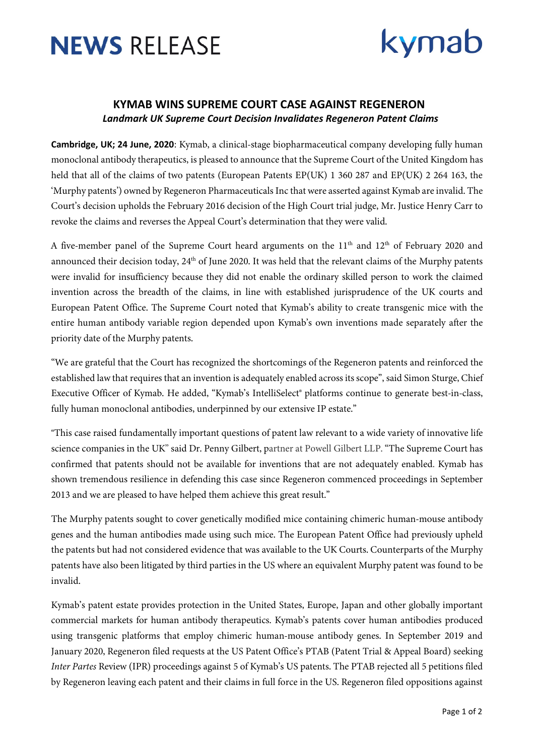# NEWS RELEASE

kymab

## KYMAB WINS SUPREME COURT CASE AGAINST REGENERON

***Landmark UK Supreme Court Decision Invalidates Regeneron Patent Claims***

**Cambridge, UK; 24 June, 2020**: Kymab, a clinical-stage biopharmaceutical company developing fully human monoclonal antibody therapeutics, is pleased to announce that the Supreme Court of the United Kingdom has held that all of the claims of two patents (European Patents EP(UK) 1 360 287 and EP(UK) 2 264 163, the 'Murphy patents') owned by Regeneron Pharmaceuticals Inc that were asserted against Kymab are invalid. The Court's decision upholds the February 2016 decision of the High Court trial judge, Mr. Justice Henry Carr to revoke the claims and reverses the Appeal Court's determination that they were valid.

A five-member panel of the Supreme Court heard arguments on the 11th and 12th of February 2020 and announced their decision today, 24th of June 2020. It was held that the relevant claims of the Murphy patents were invalid for insufficiency because they did not enable the ordinary skilled person to work the claimed invention across the breadth of the claims, in line with established jurisprudence of the UK courts and European Patent Office. The Supreme Court noted that Kymab's ability to create transgenic mice with the entire human antibody variable region depended upon Kymab's own inventions made separately after the priority date of the Murphy patents.

"We are grateful that the Court has recognized the shortcomings of the Regeneron patents and reinforced the established law that requires that an invention is adequately enabled across its scope", said Simon Sturge, Chief Executive Officer of Kymab. He added, "Kymab's IntelliSelect® platforms continue to generate best-in-class, fully human monoclonal antibodies, underpinned by our extensive IP estate."

"This case raised fundamentally important questions of patent law relevant to a wide variety of innovative life science companies in the UK" said Dr. Penny Gilbert, partner at Powell Gilbert LLP. "The Supreme Court has confirmed that patents should not be available for inventions that are not adequately enabled. Kymab has shown tremendous resilience in defending this case since Regeneron commenced proceedings in September 2013 and we are pleased to have helped them achieve this great result."

The Murphy patents sought to cover genetically modified mice containing chimeric human-mouse antibody genes and the human antibodies made using such mice. The European Patent Office had previously upheld the patents but had not considered evidence that was available to the UK Courts. Counterparts of the Murphy patents have also been litigated by third parties in the US where an equivalent Murphy patent was found to be invalid.

Kymab's patent estate provides protection in the United States, Europe, Japan and other globally important commercial markets for human antibody therapeutics. Kymab's patents cover human antibodies produced using transgenic platforms that employ chimeric human-mouse antibody genes. In September 2019 and January 2020, Regeneron filed requests at the US Patent Office's PTAB (Patent Trial & Appeal Board) seeking *Inter Partes* Review (IPR) proceedings against 5 of Kymab's US patents. The PTAB rejected all 5 petitions filed by Regeneron leaving each patent and their claims in full force in the US. Regeneron filed oppositions against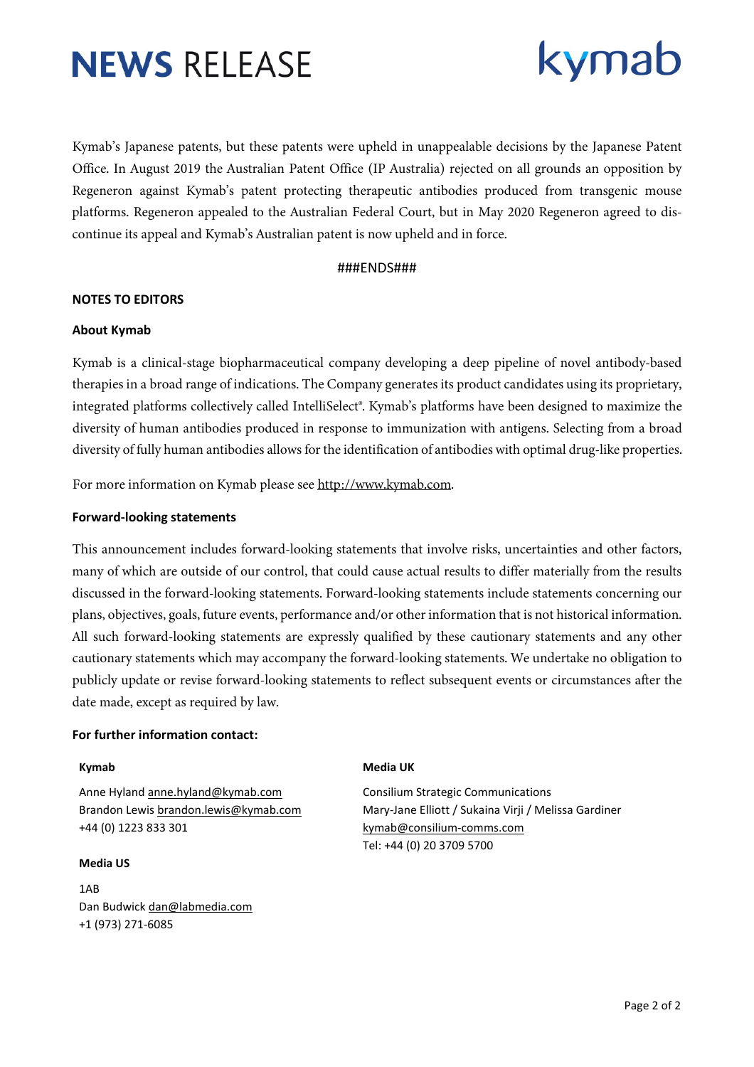Kymab's Japanese patents, but these patents were upheld in unappealable decisions by the Japanese Patent Office. In August 2019 the Australian Patent Office (IP Australia) rejected on all grounds an opposition by Regeneron against Kymab's patent protecting therapeutic antibodies produced from transgenic mouse platforms. Regeneron appealed to the Australian Federal Court, but in May 2020 Regeneron agreed to discontinue its appeal and Kymab's Australian patent is now upheld and in force.

###ENDS###

**NOTES TO EDITORS**

**About Kymab**

Kymab is a clinical-stage biopharmaceutical company developing a deep pipeline of novel antibody-based therapies in a broad range of indications. The Company generates its product candidates using its proprietary, integrated platforms collectively called IntelliSelect®. Kymab's platforms have been designed to maximize the diversity of human antibodies produced in response to immunization with antigens. Selecting from a broad diversity of fully human antibodies allows for the identification of antibodies with optimal drug-like properties.

For more information on Kymab please see http://www.kymab.com.

**Forward-looking statements**

This announcement includes forward-looking statements that involve risks, uncertainties and other factors, many of which are outside of our control, that could cause actual results to differ materially from the results discussed in the forward-looking statements. Forward-looking statements include statements concerning our plans, objectives, goals, future events, performance and/or other information that is not historical information. All such forward-looking statements are expressly qualified by these cautionary statements and any other cautionary statements which may accompany the forward-looking statements. We undertake no obligation to publicly update or revise forward-looking statements to reflect subsequent events or circumstances after the date made, except as required by law.

**For further information contact:**

**Kymab**

Anne Hyland anne.hyland@kymab.com
Brandon Lewis brandon.lewis@kymab.com
+44 (0) 1223 833 301

**Media US**

1AB
Dan Budwick dan@labmedia.com
+1 (973) 271-6085

**Media UK**

Consilium Strategic Communications
Mary-Jane Elliott / Sukaina Virji / Melissa Gardiner
kymab@consilium-comms.com
Tel: +44 (0) 20 3709 5700